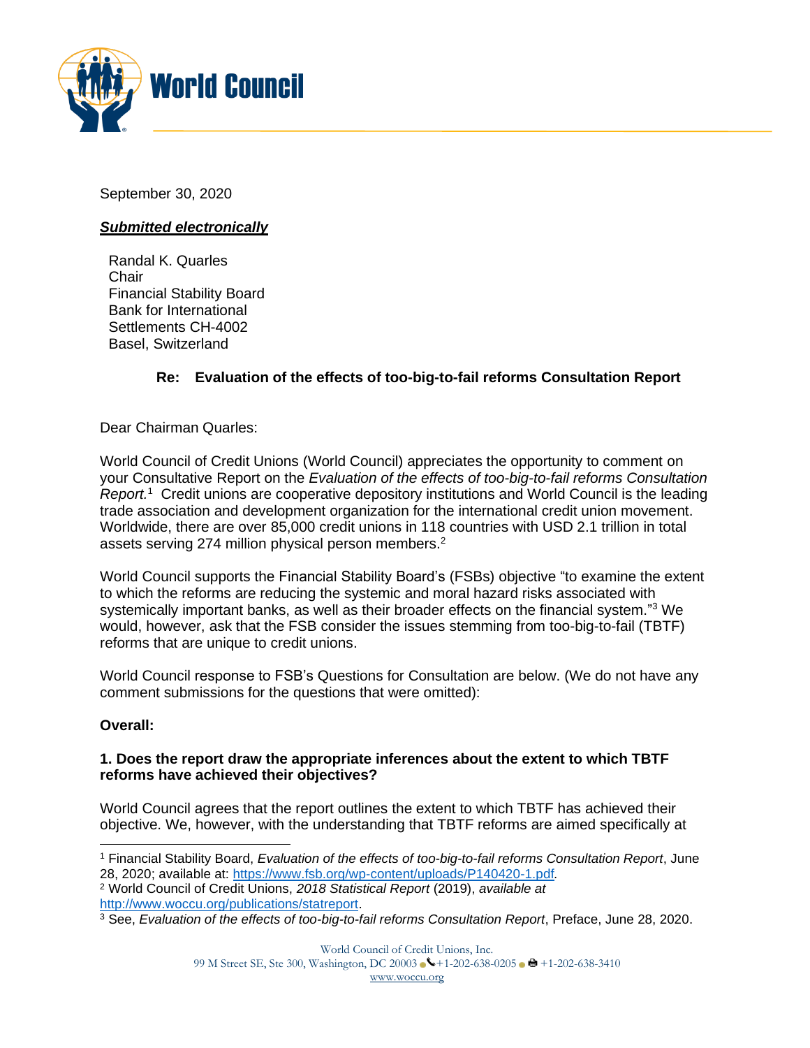September 30, 2020

***Submitted electronically***

Randal K. Quarles
Chair
Financial Stability Board
Bank for International
Settlements CH-4002
Basel, Switzerland

**Re: Evaluation of the effects of too-big-to-fail reforms Consultation Report**

Dear Chairman Quarles:

World Council of Credit Unions (World Council) appreciates the opportunity to comment on your Consultative Report on the *Evaluation of the effects of too-big-to-fail reforms Consultation Report.*[1] Credit unions are cooperative depository institutions and World Council is the leading trade association and development organization for the international credit union movement. Worldwide, there are over 85,000 credit unions in 118 countries with USD 2.1 trillion in total assets serving 274 million physical person members.[2]

World Council supports the Financial Stability Board's (FSBs) objective "to examine the extent to which the reforms are reducing the systemic and moral hazard risks associated with systemically important banks, as well as their broader effects on the financial system."[3] We would, however, ask that the FSB consider the issues stemming from too-big-to-fail (TBTF) reforms that are unique to credit unions.

World Council response to FSB's Questions for Consultation are below. (We do not have any comment submissions for the questions that were omitted):

**Overall:**

**1. Does the report draw the appropriate inferences about the extent to which TBTF reforms have achieved their objectives?**

World Council agrees that the report outlines the extent to which TBTF has achieved their objective. We, however, with the understanding that TBTF reforms are aimed specifically at

---

[1] Financial Stability Board, *Evaluation of the effects of too-big-to-fail reforms Consultation Report*, June 28, 2020; available at: https://www.fsb.org/wp-content/uploads/P140420-1.pdf.

[2] World Council of Credit Unions, *2018 Statistical Report* (2019), *available at* http://www.woccu.org/publications/statreport.

[3] See, *Evaluation of the effects of too-big-to-fail reforms Consultation Report*, Preface, June 28, 2020.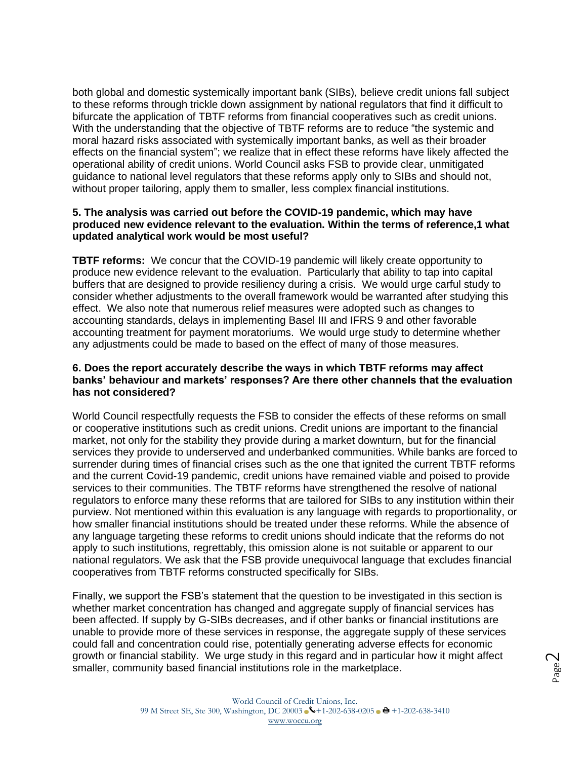both global and domestic systemically important bank (SIBs), believe credit unions fall subject to these reforms through trickle down assignment by national regulators that find it difficult to bifurcate the application of TBTF reforms from financial cooperatives such as credit unions. With the understanding that the objective of TBTF reforms are to reduce "the systemic and moral hazard risks associated with systemically important banks, as well as their broader effects on the financial system"; we realize that in effect these reforms have likely affected the operational ability of credit unions. World Council asks FSB to provide clear, unmitigated guidance to national level regulators that these reforms apply only to SIBs and should not, without proper tailoring, apply them to smaller, less complex financial institutions.

**5. The analysis was carried out before the COVID-19 pandemic, which may have produced new evidence relevant to the evaluation. Within the terms of reference,1 what updated analytical work would be most useful?**

**TBTF reforms:** We concur that the COVID-19 pandemic will likely create opportunity to produce new evidence relevant to the evaluation. Particularly that ability to tap into capital buffers that are designed to provide resiliency during a crisis. We would urge carful study to consider whether adjustments to the overall framework would be warranted after studying this effect. We also note that numerous relief measures were adopted such as changes to accounting standards, delays in implementing Basel III and IFRS 9 and other favorable accounting treatment for payment moratoriums. We would urge study to determine whether any adjustments could be made to based on the effect of many of those measures.

**6. Does the report accurately describe the ways in which TBTF reforms may affect banks' behaviour and markets' responses? Are there other channels that the evaluation has not considered?**

World Council respectfully requests the FSB to consider the effects of these reforms on small or cooperative institutions such as credit unions. Credit unions are important to the financial market, not only for the stability they provide during a market downturn, but for the financial services they provide to underserved and underbanked communities. While banks are forced to surrender during times of financial crises such as the one that ignited the current TBTF reforms and the current Covid-19 pandemic, credit unions have remained viable and poised to provide services to their communities. The TBTF reforms have strengthened the resolve of national regulators to enforce many these reforms that are tailored for SIBs to any institution within their purview. Not mentioned within this evaluation is any language with regards to proportionality, or how smaller financial institutions should be treated under these reforms. While the absence of any language targeting these reforms to credit unions should indicate that the reforms do not apply to such institutions, regrettably, this omission alone is not suitable or apparent to our national regulators. We ask that the FSB provide unequivocal language that excludes financial cooperatives from TBTF reforms constructed specifically for SIBs.

Finally, we support the FSB's statement that the question to be investigated in this section is whether market concentration has changed and aggregate supply of financial services has been affected. If supply by G-SIBs decreases, and if other banks or financial institutions are unable to provide more of these services in response, the aggregate supply of these services could fall and concentration could rise, potentially generating adverse effects for economic growth or financial stability. We urge study in this regard and in particular how it might affect smaller, community based financial institutions role in the marketplace.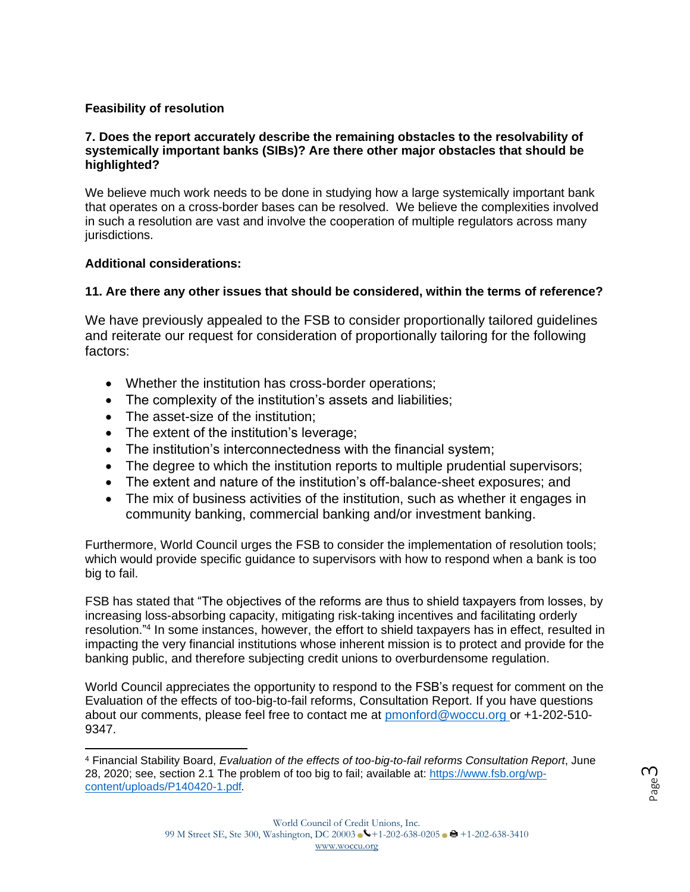**Feasibility of resolution**

**7. Does the report accurately describe the remaining obstacles to the resolvability of systemically important banks (SIBs)? Are there other major obstacles that should be highlighted?**

We believe much work needs to be done in studying how a large systemically important bank that operates on a cross-border bases can be resolved. We believe the complexities involved in such a resolution are vast and involve the cooperation of multiple regulators across many jurisdictions.

**Additional considerations:**

**11. Are there any other issues that should be considered, within the terms of reference?**

We have previously appealed to the FSB to consider proportionally tailored guidelines and reiterate our request for consideration of proportionally tailoring for the following factors:

- Whether the institution has cross-border operations;
- The complexity of the institution's assets and liabilities;
- The asset-size of the institution;
- The extent of the institution's leverage;
- The institution's interconnectedness with the financial system;
- The degree to which the institution reports to multiple prudential supervisors;
- The extent and nature of the institution's off-balance-sheet exposures; and
- The mix of business activities of the institution, such as whether it engages in community banking, commercial banking and/or investment banking.

Furthermore, World Council urges the FSB to consider the implementation of resolution tools; which would provide specific guidance to supervisors with how to respond when a bank is too big to fail.

FSB has stated that "The objectives of the reforms are thus to shield taxpayers from losses, by increasing loss-absorbing capacity, mitigating risk-taking incentives and facilitating orderly resolution."[4] In some instances, however, the effort to shield taxpayers has in effect, resulted in impacting the very financial institutions whose inherent mission is to protect and provide for the banking public, and therefore subjecting credit unions to overburdensome regulation.

World Council appreciates the opportunity to respond to the FSB's request for comment on the Evaluation of the effects of too-big-to-fail reforms, Consultation Report. If you have questions about our comments, please feel free to contact me at pmonford@woccu.org or +1-202-510-9347.

---

[4] Financial Stability Board, *Evaluation of the effects of too-big-to-fail reforms Consultation Report*, June 28, 2020; see, section 2.1 The problem of too big to fail; available at: https://www.fsb.org/wp-content/uploads/P140420-1.pdf.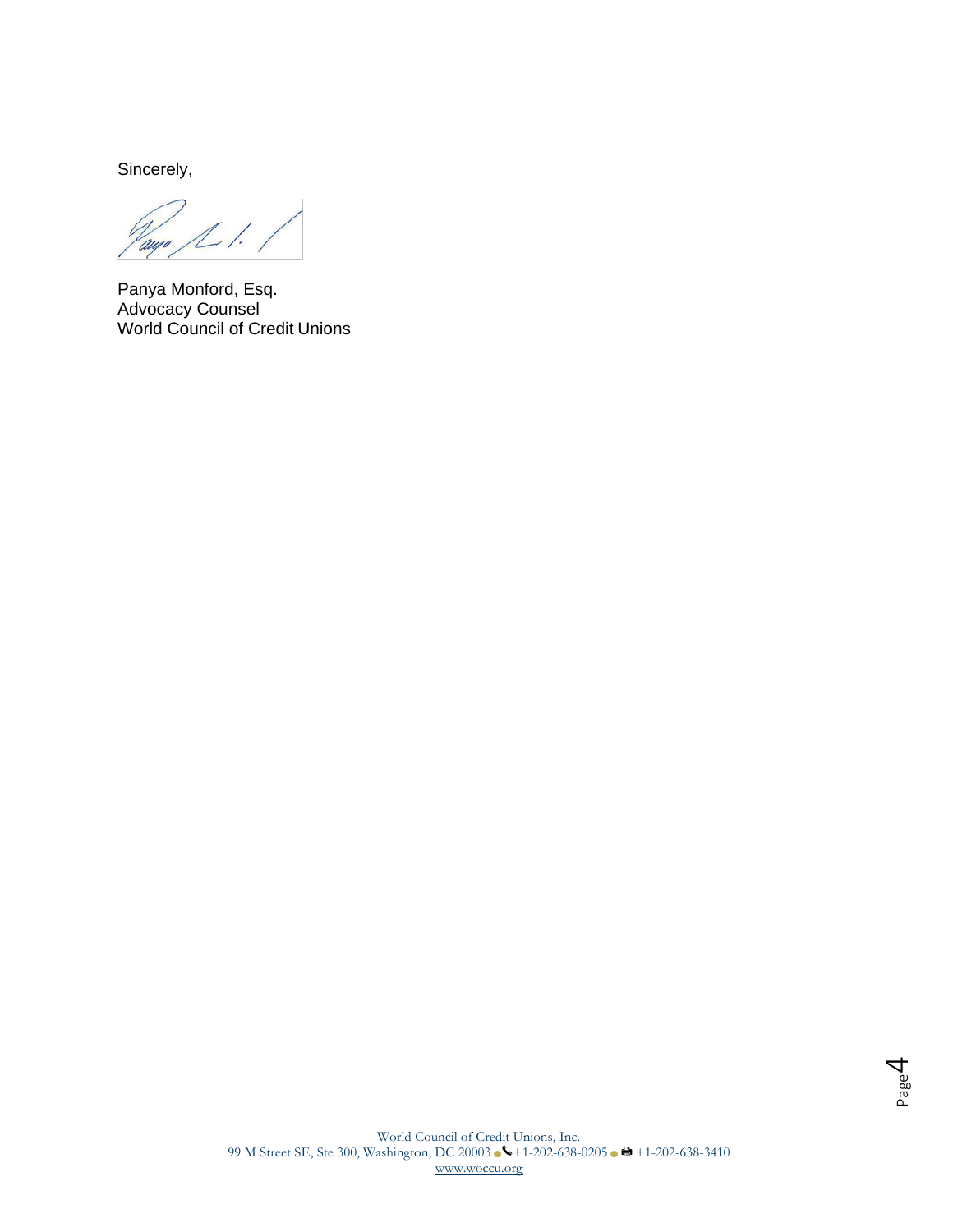Sincerely,

Panya Monford, Esq.
Advocacy Counsel
World Council of Credit Unions